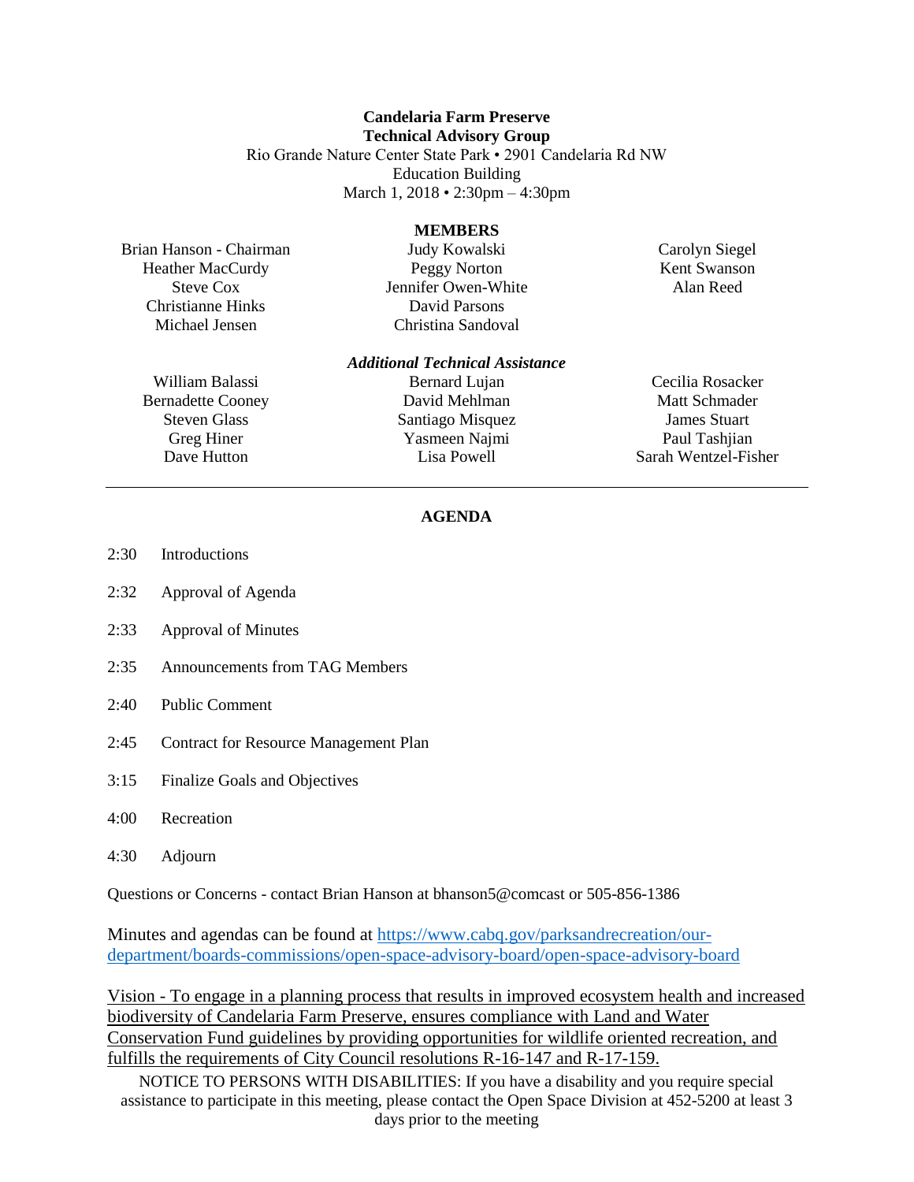**Candelaria Farm Preserve**
**Technical Advisory Group**
Rio Grande Nature Center State Park • 2901 Candelaria Rd NW
Education Building
March 1, 2018 • 2:30pm – 4:30pm

**MEMBERS**

Brian Hanson - Chairman
Heather MacCurdy
Steve Cox
Christianne Hinks
Michael Jensen
Judy Kowalski
Peggy Norton
Jennifer Owen-White
David Parsons
Christina Sandoval
Carolyn Siegel
Kent Swanson
Alan Reed

***Additional Technical Assistance***

William Balassi
Bernadette Cooney
Steven Glass
Greg Hiner
Dave Hutton
Bernard Lujan
David Mehlman
Santiago Misquez
Yasmeen Najmi
Lisa Powell
Cecilia Rosacker
Matt Schmader
James Stuart
Paul Tashjian
Sarah Wentzel-Fisher

---

**AGENDA**

2:30 Introductions

2:32 Approval of Agenda

2:33 Approval of Minutes

2:35 Announcements from TAG Members

2:40 Public Comment

2:45 Contract for Resource Management Plan

3:15 Finalize Goals and Objectives

4:00 Recreation

4:30 Adjourn

Questions or Concerns - contact Brian Hanson at bhanson5@comcast or 505-856-1386

Minutes and agendas can be found at https://www.cabq.gov/parksandrecreation/our-department/boards-commissions/open-space-advisory-board/open-space-advisory-board

Vision - To engage in a planning process that results in improved ecosystem health and increased biodiversity of Candelaria Farm Preserve, ensures compliance with Land and Water Conservation Fund guidelines by providing opportunities for wildlife oriented recreation, and fulfills the requirements of City Council resolutions R-16-147 and R-17-159.

NOTICE TO PERSONS WITH DISABILITIES: If you have a disability and you require special assistance to participate in this meeting, please contact the Open Space Division at 452-5200 at least 3 days prior to the meeting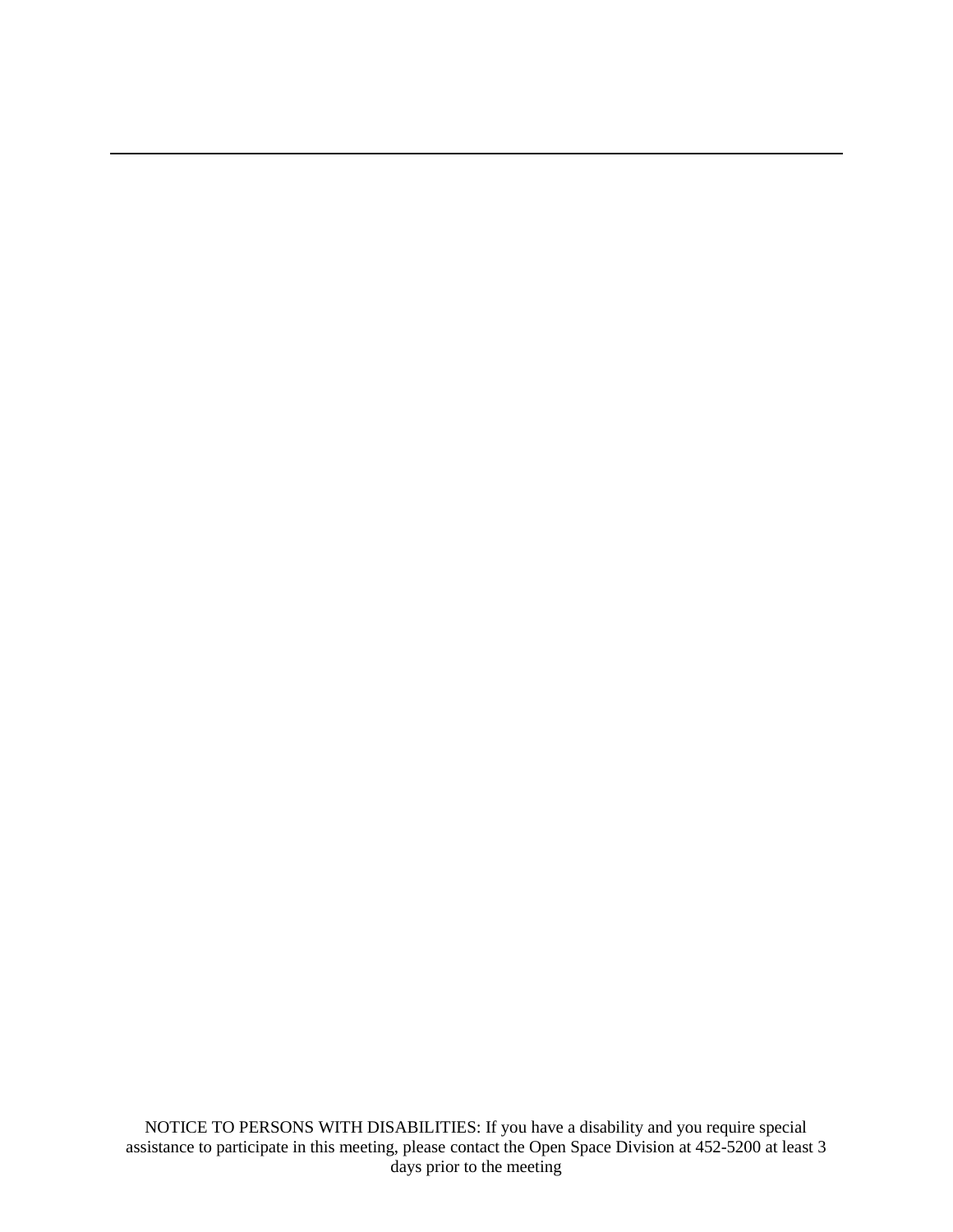---

NOTICE TO PERSONS WITH DISABILITIES: If you have a disability and you require special assistance to participate in this meeting, please contact the Open Space Division at 452-5200 at least 3 days prior to the meeting